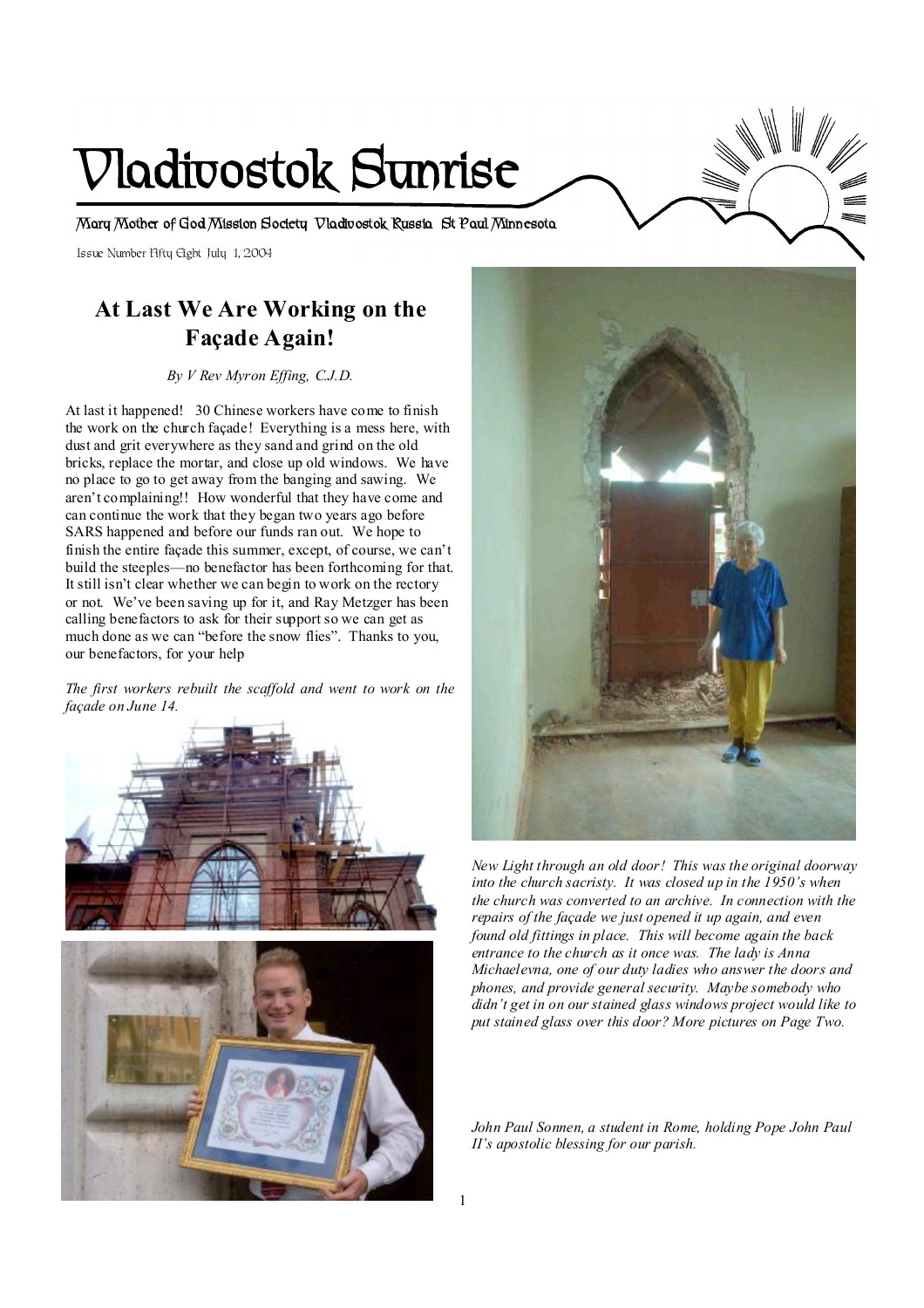# Vladivostok Sunrise

Mary Mother of God Mission Society Vladivostok Russia St Paul Minnesota

Issue Number Fifty Eight July 1, 2004

## At Last We Are Working on the Façade Again!

*By V Rev Myron Effing, C.J.D.*

At last it happened! 30 Chinese workers have come to finish the work on the church façade! Everything is a mess here, with dust and grit everywhere as they sand and grind on the old bricks, replace the mortar, and close up old windows. We have no place to go to get away from the banging and sawing. We aren't complaining!! How wonderful that they have come and can continue the work that they began two years ago before SARS happened and before our funds ran out. We hope to finish the entire façade this summer, except, of course, we can't build the steeples—no benefactor has been forthcoming for that. It still isn't clear whether we can begin to work on the rectory or not. We've been saving up for it, and Ray Metzger has been calling benefactors to ask for their support so we can get as much done as we can "before the snow flies". Thanks to you, our benefactors, for your help

*The first workers rebuilt the scaffold and went to work on the façade on June 14.*

*New Light through an old door! This was the original doorway into the church sacristy. It was closed up in the 1950's when the church was converted to an archive. In connection with the repairs of the façade we just opened it up again, and even found old fittings in place. This will become again the back entrance to the church as it once was. The lady is Anna Michaelevna, one of our duty ladies who answer the doors and phones, and provide general security. Maybe somebody who didn't get in on our stained glass windows project would like to put stained glass over this door? More pictures on Page Two.*

*John Paul Sonnen, a student in Rome, holding Pope John Paul II's apostolic blessing for our parish.*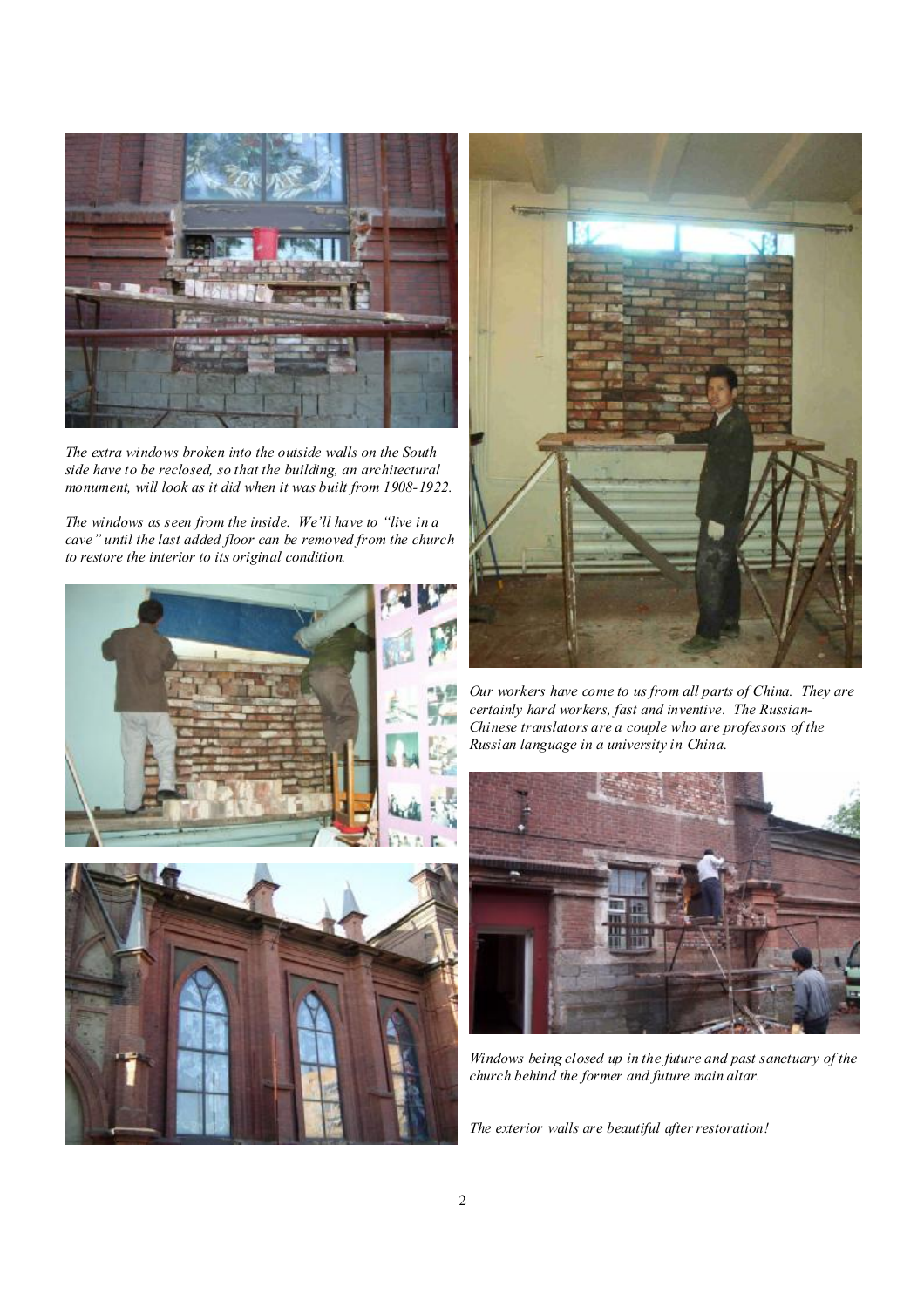*The extra windows broken into the outside walls on the South side have to be reclosed, so that the building, an architectural monument, will look as it did when it was built from 1908-1922.*

*The windows as seen from the inside. We'll have to "live in a cave" until the last added floor can be removed from the church to restore the interior to its original condition.*

*Our workers have come to us from all parts of China. They are certainly hard workers, fast and inventive. The Russian-Chinese translators are a couple who are professors of the Russian language in a university in China.*

*Windows being closed up in the future and past sanctuary of the church behind the former and future main altar.*

*The exterior walls are beautiful after restoration!*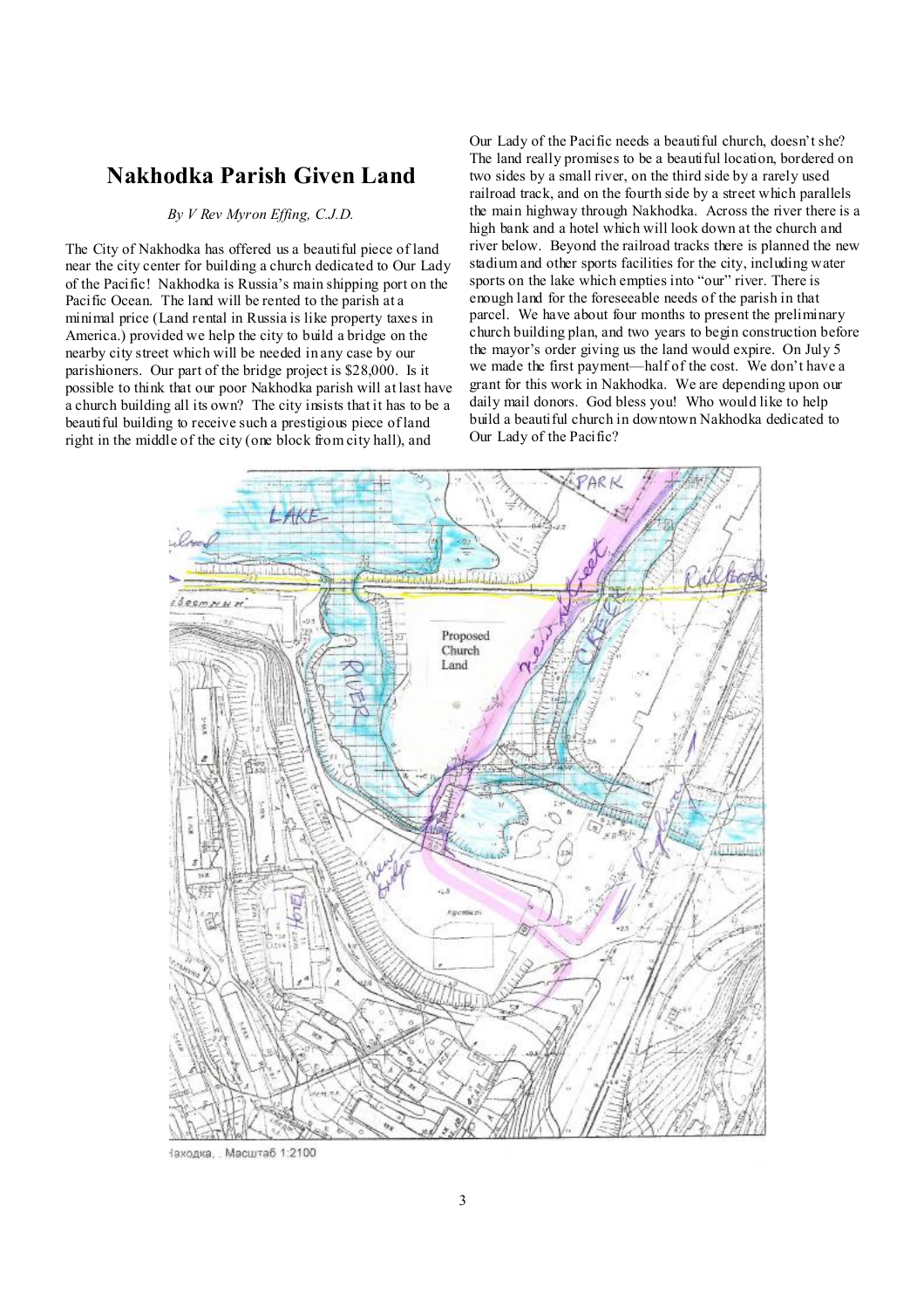# Nakhodka Parish Given Land

*By V Rev Myron Effing, C.J.D.*

The City of Nakhodka has offered us a beautiful piece of land near the city center for building a church dedicated to Our Lady of the Pacific! Nakhodka is Russia's main shipping port on the Pacific Ocean. The land will be rented to the parish at a minimal price (Land rental in Russia is like property taxes in America.) provided we help the city to build a bridge on the nearby city street which will be needed in any case by our parishioners. Our part of the bridge project is $28,000. Is it possible to think that our poor Nakhodka parish will at last have a church building all its own? The city insists that it has to be a beautiful building to receive such a prestigious piece of land right in the middle of the city (one block from city hall), and Our Lady of the Pacific needs a beautiful church, doesn't she? The land really promises to be a beautiful location, bordered on two sides by a small river, on the third side by a rarely used railroad track, and on the fourth side by a street which parallels the main highway through Nakhodka. Across the river there is a high bank and a hotel which will look down at the church and river below. Beyond the railroad tracks there is planned the new stadium and other sports facilities for the city, including water sports on the lake which empties into "our" river. There is enough land for the foreseeable needs of the parish in that parcel. We have about four months to present the preliminary church building plan, and two years to begin construction before the mayor's order giving us the land would expire. On July 5 we made the first payment—half of the cost. We don't have a grant for this work in Nakhodka. We are depending upon our daily mail donors. God bless you! Who would like to help build a beautiful church in downtown Nakhodka dedicated to Our Lady of the Pacific?

Находка, . Масштаб 1:2100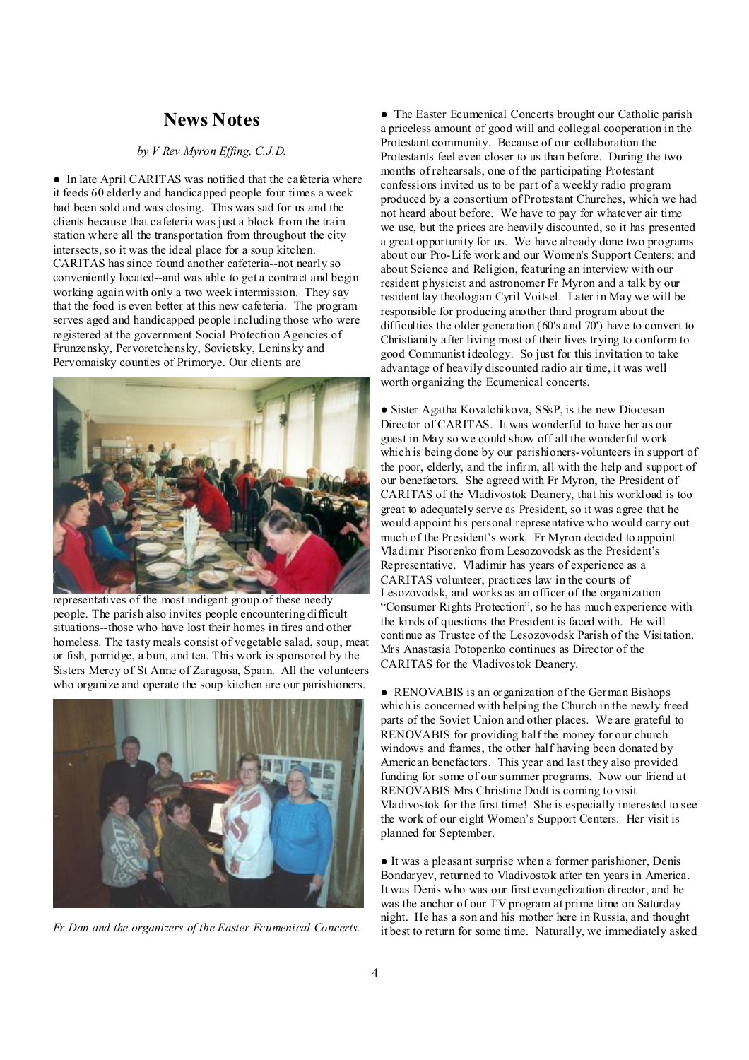## News Notes

*by V Rev Myron Effing, C.J.D.*

● In late April CARITAS was notified that the cafeteria where it feeds 60 elderly and handicapped people four times a week had been sold and was closing. This was sad for us and the clients because that cafeteria was just a block from the train station where all the transportation from throughout the city intersects, so it was the ideal place for a soup kitchen. CARITAS has since found another cafeteria--not nearly so conveniently located--and was able to get a contract and begin working again with only a two week intermission. They say that the food is even better at this new cafeteria. The program serves aged and handicapped people including those who were registered at the government Social Protection Agencies of Frunzensky, Pervoretchensky, Sovietsky, Leninsky and Pervomaisky counties of Primorye. Our clients are representatives of the most indigent group of these needy people. The parish also invites people encountering difficult situations--those who have lost their homes in fires and other homeless. The tasty meals consist of vegetable salad, soup, meat or fish, porridge, a bun, and tea. This work is sponsored by the Sisters Mercy of St Anne of Zaragosa, Spain. All the volunteers who organize and operate the soup kitchen are our parishioners.

*Fr Dan and the organizers of the Easter Ecumenical Concerts.*

● The Easter Ecumenical Concerts brought our Catholic parish a priceless amount of good will and collegial cooperation in the Protestant community. Because of our collaboration the Protestants feel even closer to us than before. During the two months of rehearsals, one of the participating Protestant confessions invited us to be part of a weekly radio program produced by a consortium of Protestant Churches, which we had not heard about before. We have to pay for whatever air time we use, but the prices are heavily discounted, so it has presented a great opportunity for us. We have already done two programs about our Pro-Life work and our Women's Support Centers; and about Science and Religion, featuring an interview with our resident physicist and astronomer Fr Myron and a talk by our resident lay theologian Cyril Voitsel. Later in May we will be responsible for producing another third program about the difficulties the older generation (60's and 70') have to convert to Christianity after living most of their lives trying to conform to good Communist ideology. So just for this invitation to take advantage of heavily discounted radio air time, it was well worth organizing the Ecumenical concerts.

● Sister Agatha Kovalchikova, SSsP, is the new Diocesan Director of CARITAS. It was wonderful to have her as our guest in May so we could show off all the wonderful work which is being done by our parishioners-volunteers in support of the poor, elderly, and the infirm, all with the help and support of our benefactors. She agreed with Fr Myron, the President of CARITAS of the Vladivostok Deanery, that his workload is too great to adequately serve as President, so it was agree that he would appoint his personal representative who would carry out much of the President's work. Fr Myron decided to appoint Vladimir Pisorenko from Lesozovodsk as the President's Representative. Vladimir has years of experience as a CARITAS volunteer, practices law in the courts of Lesozovodsk, and works as an officer of the organization "Consumer Rights Protection", so he has much experience with the kinds of questions the President is faced with. He will continue as Trustee of the Lesozovodsk Parish of the Visitation. Mrs Anastasia Potopenko continues as Director of the CARITAS for the Vladivostok Deanery.

● RENOVABIS is an organization of the German Bishops which is concerned with helping the Church in the newly freed parts of the Soviet Union and other places. We are grateful to RENOVABIS for providing half the money for our church windows and frames, the other half having been donated by American benefactors. This year and last they also provided funding for some of our summer programs. Now our friend at RENOVABIS Mrs Christine Dodt is coming to visit Vladivostok for the first time! She is especially interested to see the work of our eight Women's Support Centers. Her visit is planned for September.

● It was a pleasant surprise when a former parishioner, Denis Bondaryev, returned to Vladivostok after ten years in America. It was Denis who was our first evangelization director, and he was the anchor of our TV program at prime time on Saturday night. He has a son and his mother here in Russia, and thought it best to return for some time. Naturally, we immediately asked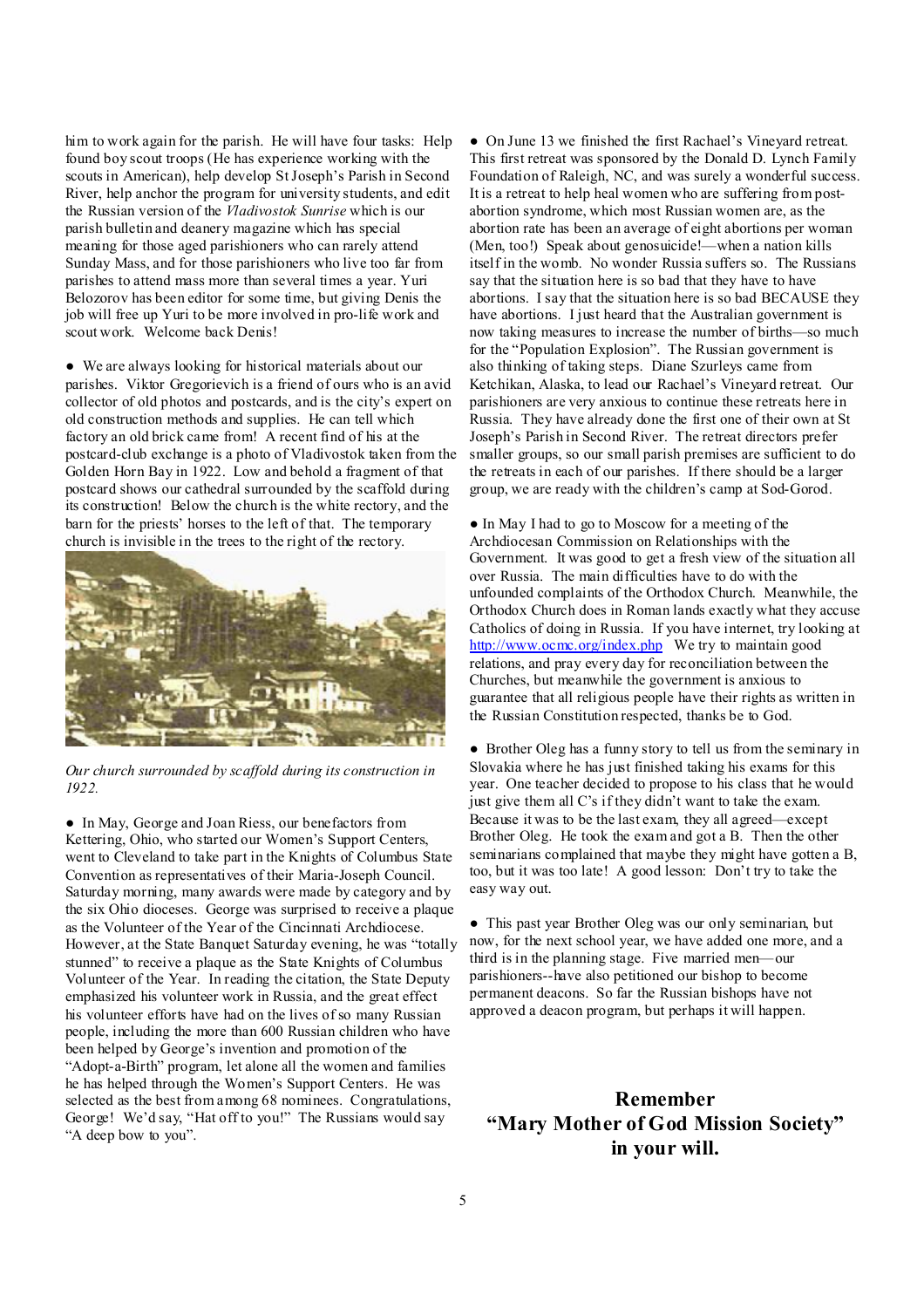him to work again for the parish. He will have four tasks: Help found boy scout troops (He has experience working with the scouts in American), help develop St Joseph's Parish in Second River, help anchor the program for university students, and edit the Russian version of the *Vladivostok Sunrise* which is our parish bulletin and deanery magazine which has special meaning for those aged parishioners who can rarely attend Sunday Mass, and for those parishioners who live too far from parishes to attend mass more than several times a year. Yuri Belozorov has been editor for some time, but giving Denis the job will free up Yuri to be more involved in pro-life work and scout work. Welcome back Denis!

● We are always looking for historical materials about our parishes. Viktor Gregorievich is a friend of ours who is an avid collector of old photos and postcards, and is the city's expert on old construction methods and supplies. He can tell which factory an old brick came from! A recent find of his at the postcard-club exchange is a photo of Vladivostok taken from the Golden Horn Bay in 1922. Low and behold a fragment of that postcard shows our cathedral surrounded by the scaffold during its construction! Below the church is the white rectory, and the barn for the priests' horses to the left of that. The temporary church is invisible in the trees to the right of the rectory.

*Our church surrounded by scaffold during its construction in 1922.*

● In May, George and Joan Riess, our benefactors from Kettering, Ohio, who started our Women's Support Centers, went to Cleveland to take part in the Knights of Columbus State Convention as representatives of their Maria-Joseph Council. Saturday morning, many awards were made by category and by the six Ohio dioceses. George was surprised to receive a plaque as the Volunteer of the Year of the Cincinnati Archdiocese. However, at the State Banquet Saturday evening, he was "totally stunned" to receive a plaque as the State Knights of Columbus Volunteer of the Year. In reading the citation, the State Deputy emphasized his volunteer work in Russia, and the great effect his volunteer efforts have had on the lives of so many Russian people, including the more than 600 Russian children who have been helped by George's invention and promotion of the "Adopt-a-Birth" program, let alone all the women and families he has helped through the Women's Support Centers. He was selected as the best from among 68 nominees. Congratulations, George! We'd say, "Hat off to you!" The Russians would say "A deep bow to you".

● On June 13 we finished the first Rachael's Vineyard retreat. This first retreat was sponsored by the Donald D. Lynch Family Foundation of Raleigh, NC, and was surely a wonderful success. It is a retreat to help heal women who are suffering from post-abortion syndrome, which most Russian women are, as the abortion rate has been an average of eight abortions per woman (Men, too!) Speak about genosuicide!—when a nation kills itself in the womb. No wonder Russia suffers so. The Russians say that the situation here is so bad that they have to have abortions. I say that the situation here is so bad BECAUSE they have abortions. I just heard that the Australian government is now taking measures to increase the number of births—so much for the "Population Explosion". The Russian government is also thinking of taking steps. Diane Szurleys came from Ketchikan, Alaska, to lead our Rachael's Vineyard retreat. Our parishioners are very anxious to continue these retreats here in Russia. They have already done the first one of their own at St Joseph's Parish in Second River. The retreat directors prefer smaller groups, so our small parish premises are sufficient to do the retreats in each of our parishes. If there should be a larger group, we are ready with the children's camp at Sod-Gorod.

● In May I had to go to Moscow for a meeting of the Archdiocesan Commission on Relationships with the Government. It was good to get a fresh view of the situation all over Russia. The main difficulties have to do with the unfounded complaints of the Orthodox Church. Meanwhile, the Orthodox Church does in Roman lands exactly what they accuse Catholics of doing in Russia. If you have internet, try looking at http://www.ocmc.org/index.php We try to maintain good relations, and pray every day for reconciliation between the Churches, but meanwhile the government is anxious to guarantee that all religious people have their rights as written in the Russian Constitution respected, thanks be to God.

● Brother Oleg has a funny story to tell us from the seminary in Slovakia where he has just finished taking his exams for this year. One teacher decided to propose to his class that he would just give them all C's if they didn't want to take the exam. Because it was to be the last exam, they all agreed—except Brother Oleg. He took the exam and got a B. Then the other seminarians complained that maybe they might have gotten a B, too, but it was too late! A good lesson: Don't try to take the easy way out.

● This past year Brother Oleg was our only seminarian, but now, for the next school year, we have added one more, and a third is in the planning stage. Five married men—our parishioners--have also petitioned our bishop to become permanent deacons. So far the Russian bishops have not approved a deacon program, but perhaps it will happen.

**Remember
"Mary Mother of God Mission Society"
in your will.**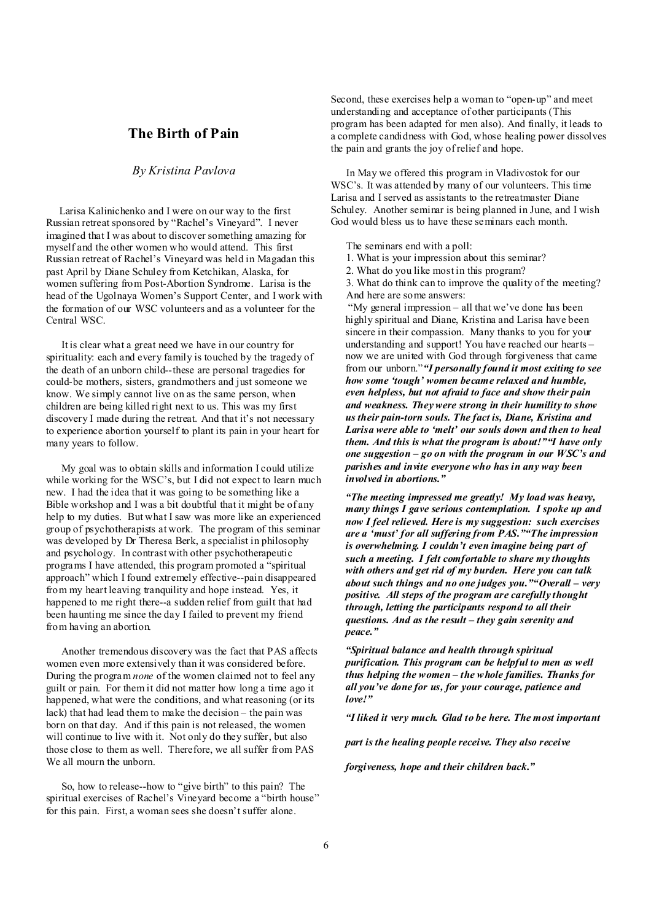## The Birth of Pain

*By Kristina Pavlova*

Larisa Kalinichenko and I were on our way to the first Russian retreat sponsored by "Rachel's Vineyard". I never imagined that I was about to discover something amazing for myself and the other women who would attend. This first Russian retreat of Rachel's Vineyard was held in Magadan this past April by Diane Schuley from Ketchikan, Alaska, for women suffering from Post-Abortion Syndrome. Larisa is the head of the Ugolnaya Women's Support Center, and I work with the formation of our WSC volunteers and as a volunteer for the Central WSC.

It is clear what a great need we have in our country for spirituality: each and every family is touched by the tragedy of the death of an unborn child--these are personal tragedies for could-be mothers, sisters, grandmothers and just someone we know. We simply cannot live on as the same person, when children are being killed right next to us. This was my first discovery I made during the retreat. And that it's not necessary to experience abortion yourself to plant its pain in your heart for many years to follow.

My goal was to obtain skills and information I could utilize while working for the WSC's, but I did not expect to learn much new. I had the idea that it was going to be something like a Bible workshop and I was a bit doubtful that it might be of any help to my duties. But what I saw was more like an experienced group of psychotherapists at work. The program of this seminar was developed by Dr Theresa Berk, a specialist in philosophy and psychology. In contrast with other psychotherapeutic programs I have attended, this program promoted a "spiritual approach" which I found extremely effective--pain disappeared from my heart leaving tranquility and hope instead. Yes, it happened to me right there--a sudden relief from guilt that had been haunting me since the day I failed to prevent my friend from having an abortion.

Another tremendous discovery was the fact that PAS affects women even more extensively than it was considered before. During the program *none* of the women claimed not to feel any guilt or pain. For them it did not matter how long a time ago it happened, what were the conditions, and what reasoning (or its lack) that had lead them to make the decision – the pain was born on that day. And if this pain is not released, the women will continue to live with it. Not only do they suffer, but also those close to them as well. Therefore, we all suffer from PAS We all mourn the unborn.

So, how to release--how to "give birth" to this pain? The spiritual exercises of Rachel's Vineyard become a "birth house" for this pain. First, a woman sees she doesn't suffer alone. Second, these exercises help a woman to "open-up" and meet understanding and acceptance of other participants (This program has been adapted for men also). And finally, it leads to a complete candidness with God, whose healing power dissolves the pain and grants the joy of relief and hope.

In May we offered this program in Vladivostok for our WSC's. It was attended by many of our volunteers. This time Larisa and I served as assistants to the retreatmaster Diane Schuley. Another seminar is being planned in June, and I wish God would bless us to have these seminars each month.

The seminars end with a poll:

1. What is your impression about this seminar?
2. What do you like most in this program?
3. What do think can to improve the quality of the meeting?

And here are some answers:

"My general impression – all that we've done has been highly spiritual and Diane, Kristina and Larisa have been sincere in their compassion. Many thanks to you for your understanding and support! You have reached our hearts – now we are united with God through forgiveness that came from our unborn."***"I personally found it most exiting to see how some 'tough' women became relaxed and humble, even helpless, but not afraid to face and show their pain and weakness. They were strong in their humility to show us their pain-torn souls. The fact is, Diane, Kristina and Larisa were able to 'melt' our souls down and then to heal them. And this is what the program is about!""I have only one suggestion – go on with the program in our WSC's and parishes and invite everyone who has in any way been involved in abortions."***

***"The meeting impressed me greatly! My load was heavy, many things I gave serious contemplation. I spoke up and now I feel relieved. Here is my suggestion: such exercises are a 'must' for all suffering from PAS.""The impression is overwhelming. I couldn't even imagine being part of such a meeting. I felt comfortable to share my thoughts with others and get rid of my burden. Here you can talk about such things and no one judges you.""Overall – very positive. All steps of the program are carefully thought through, letting the participants respond to all their questions. And as the result – they gain serenity and peace."***

***"Spiritual balance and health through spiritual purification. This program can be helpful to men as well thus helping the women – the whole families. Thanks for all you've done for us, for your courage, patience and love!"***

***"I liked it very much. Glad to be here. The most important part is the healing people receive. They also receive forgiveness, hope and their children back."***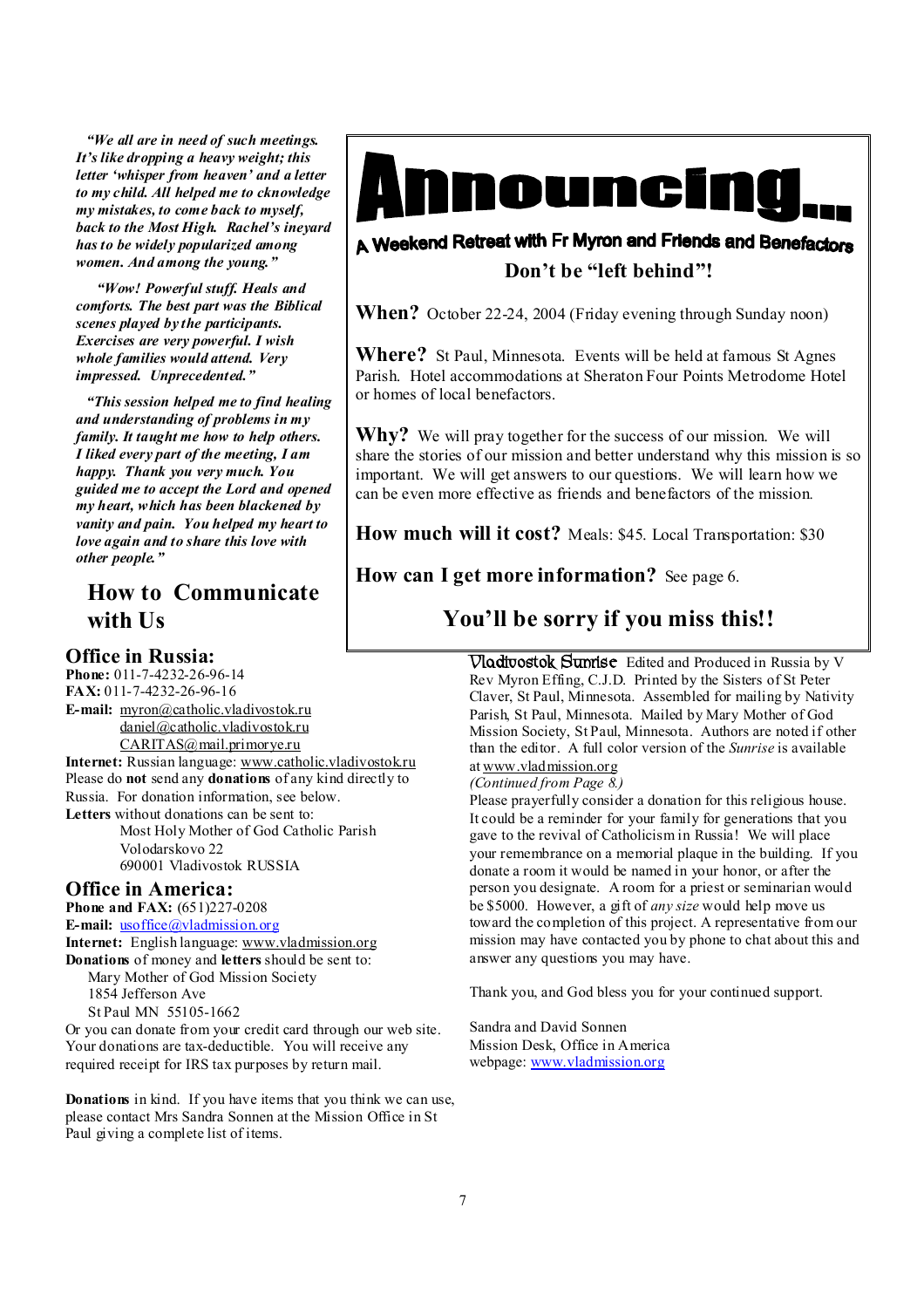*"We all are in need of such meetings. It's like dropping a heavy weight; this letter 'whisper from heaven' and a letter to my child. All helped me to cknowledge my mistakes, to come back to myself, back to the Most High. Rachel's ineyard has to be widely popularized among women. And among the young."*

*"Wow! Powerful stuff. Heals and comforts. The best part was the Biblical scenes played by the participants. Exercises are very powerful. I wish whole families would attend. Very impressed. Unprecedented."*

*"This session helped me to find healing and understanding of problems in my family. It taught me how to help others. I liked every part of the meeting, I am happy. Thank you very much. You guided me to accept the Lord and opened my heart, which has been blackened by vanity and pain. You helped my heart to love again and to share this love with other people."*

# Announcing...

**A Weekend Retreat with Fr Myron and Friends and Benefactors**

**Don't be "left behind"!**

**When?** October 22-24, 2004 (Friday evening through Sunday noon)

**Where?** St Paul, Minnesota. Events will be held at famous St Agnes Parish. Hotel accommodations at Sheraton Four Points Metrodome Hotel or homes of local benefactors.

**Why?** We will pray together for the success of our mission. We will share the stories of our mission and better understand why this mission is so important. We will get answers to our questions. We will learn how we can be even more effective as friends and benefactors of the mission.

**How much will it cost?** Meals: $45. Local Transportation: $30

**How can I get more information?** See page 6.

**You'll be sorry if you miss this!!**

## How to Communicate with Us

### Office in Russia:

**Phone:** 011-7-4232-26-96-14
**FAX:** 011-7-4232-26-96-16
**E-mail:** myron@catholic.vladivostok.ru
daniel@catholic.vladivostok.ru
CARITAS@mail.primorye.ru
**Internet:** Russian language: www.catholic.vladivostok.ru
Please do **not** send any **donations** of any kind directly to Russia. For donation information, see below.
**Letters** without donations can be sent to:
Most Holy Mother of God Catholic Parish
Volodarskovo 22
690001 Vladivostok RUSSIA

### Office in America:

**Phone and FAX:** (651)227-0208
**E-mail:** usoffice@vladmission.org
**Internet:** English language: www.vladmission.org
**Donations** of money and **letters** should be sent to:
Mary Mother of God Mission Society
1854 Jefferson Ave
St Paul MN 55105-1662
Or you can donate from your credit card through our web site. Your donations are tax-deductible. You will receive any required receipt for IRS tax purposes by return mail.

**Donations** in kind. If you have items that you think we can use, please contact Mrs Sandra Sonnen at the Mission Office in St Paul giving a complete list of items.

**Vladivostok Sunrise** Edited and Produced in Russia by V Rev Myron Effing, C.J.D. Printed by the Sisters of St Peter Claver, St Paul, Minnesota. Assembled for mailing by Nativity Parish, St Paul, Minnesota. Mailed by Mary Mother of God Mission Society, St Paul, Minnesota. Authors are noted if other than the editor. A full color version of the *Sunrise* is available at www.vladmission.org

*(Continued from Page 8.)*

Please prayerfully consider a donation for this religious house. It could be a reminder for your family for generations that you gave to the revival of Catholicism in Russia! We will place your remembrance on a memorial plaque in the building. If you donate a room it would be named in your honor, or after the person you designate. A room for a priest or seminarian would be $5000. However, a gift of *any size* would help move us toward the completion of this project. A representative from our mission may have contacted you by phone to chat about this and answer any questions you may have.

Thank you, and God bless you for your continued support.

Sandra and David Sonnen
Mission Desk, Office in America
webpage: www.vladmission.org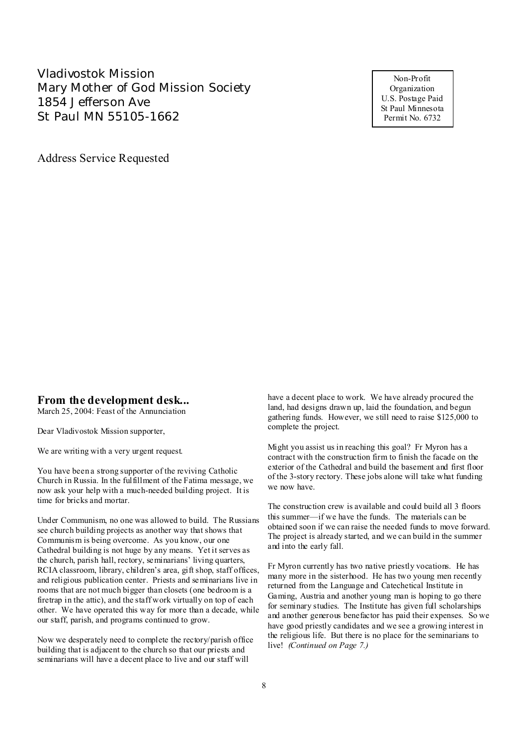Vladivostok Mission
Mary Mother of God Mission Society
1854 Jefferson Ave
St Paul MN 55105-1662

Non-Profit
Organization
U.S. Postage Paid
St Paul Minnesota
Permit No. 6732

Address Service Requested

## From the development desk...

March 25, 2004: Feast of the Annunciation

Dear Vladivostok Mission supporter,

We are writing with a very urgent request.

You have been a strong supporter of the reviving Catholic Church in Russia. In the fulfillment of the Fatima message, we now ask your help with a much-needed building project. It is time for bricks and mortar.

Under Communism, no one was allowed to build. The Russians see church building projects as another way that shows that Communism is being overcome. As you know, our one Cathedral building is not huge by any means. Yet it serves as the church, parish hall, rectory, seminarians' living quarters, RCIA classroom, library, children's area, gift shop, staff offices, and religious publication center. Priests and seminarians live in rooms that are not much bigger than closets (one bedroom is a firetrap in the attic), and the staff work virtually on top of each other. We have operated this way for more than a decade, while our staff, parish, and programs continued to grow.

Now we desperately need to complete the rectory/parish office building that is adjacent to the church so that our priests and seminarians will have a decent place to live and our staff will have a decent place to work. We have already procured the land, had designs drawn up, laid the foundation, and begun gathering funds. However, we still need to raise $125,000 to complete the project.

Might you assist us in reaching this goal? Fr Myron has a contract with the construction firm to finish the facade on the exterior of the Cathedral and build the basement and first floor of the 3-story rectory. These jobs alone will take what funding we now have.

The construction crew is available and could build all 3 floors this summer—if we have the funds. The materials can be obtained soon if we can raise the needed funds to move forward. The project is already started, and we can build in the summer and into the early fall.

Fr Myron currently has two native priestly vocations. He has many more in the sisterhood. He has two young men recently returned from the Language and Catechetical Institute in Gaming, Austria and another young man is hoping to go there for seminary studies. The Institute has given full scholarships and another generous benefactor has paid their expenses. So we have good priestly candidates and we see a growing interest in the religious life. But there is no place for the seminarians to live! *(Continued on Page 7.)*